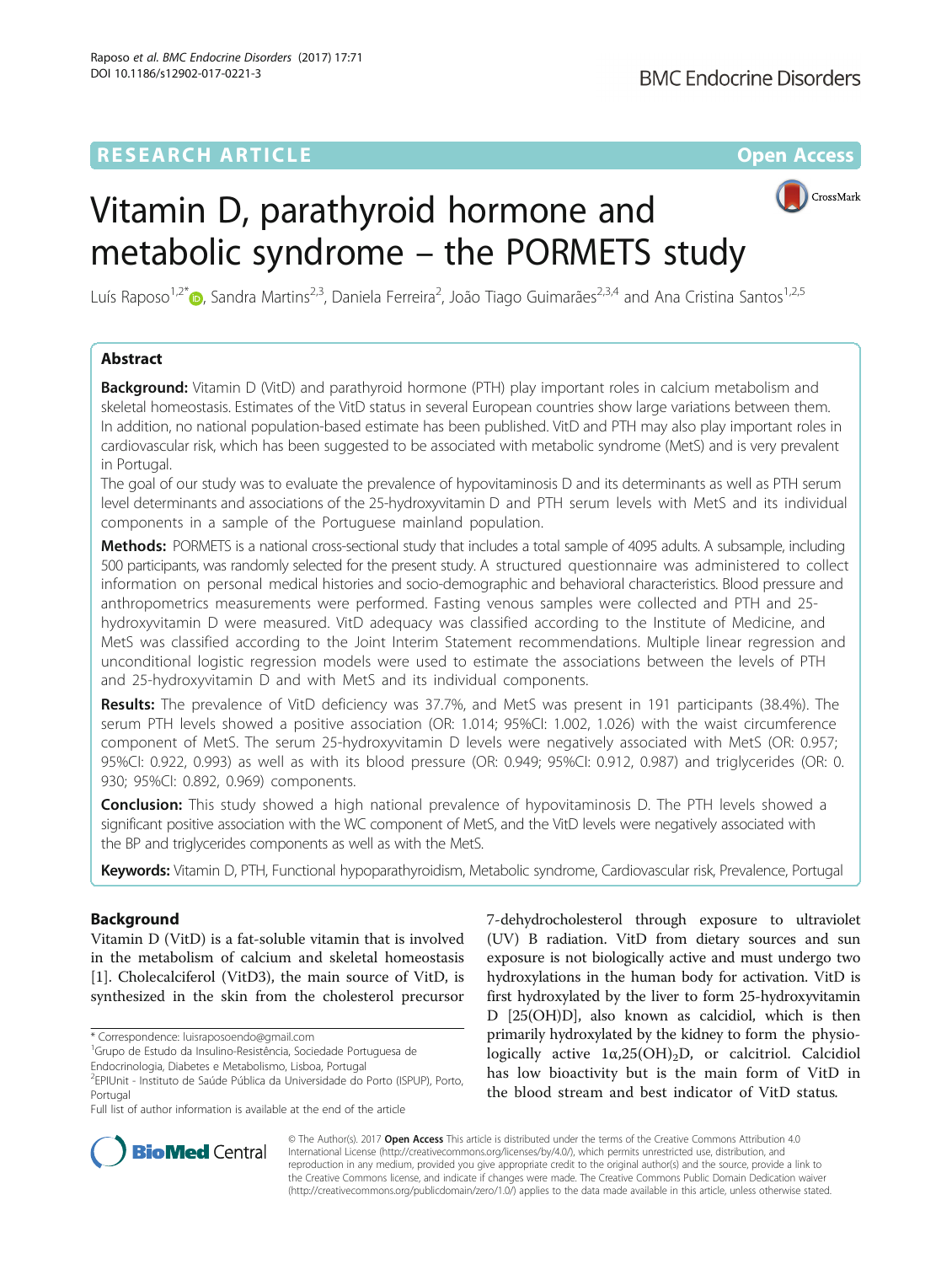RESEARCH ARTICLE

Open Access

# Vitamin D, parathyroid hormone and metabolic syndrome – the PORMETS study

Luís Raposo[1,2*], Sandra Martins[2,3], Daniela Ferreira[2], João Tiago Guimarães[2,3,4] and Ana Cristina Santos[1,2,5]

## Abstract

**Background:** Vitamin D (VitD) and parathyroid hormone (PTH) play important roles in calcium metabolism and skeletal homeostasis. Estimates of the VitD status in several European countries show large variations between them. In addition, no national population-based estimate has been published. VitD and PTH may also play important roles in cardiovascular risk, which has been suggested to be associated with metabolic syndrome (MetS) and is very prevalent in Portugal.

The goal of our study was to evaluate the prevalence of hypovitaminosis D and its determinants as well as PTH serum level determinants and associations of the 25-hydroxyvitamin D and PTH serum levels with MetS and its individual components in a sample of the Portuguese mainland population.

**Methods:** PORMETS is a national cross-sectional study that includes a total sample of 4095 adults. A subsample, including 500 participants, was randomly selected for the present study. A structured questionnaire was administered to collect information on personal medical histories and socio-demographic and behavioral characteristics. Blood pressure and anthropometrics measurements were performed. Fasting venous samples were collected and PTH and 25-hydroxyvitamin D were measured. VitD adequacy was classified according to the Institute of Medicine, and MetS was classified according to the Joint Interim Statement recommendations. Multiple linear regression and unconditional logistic regression models were used to estimate the associations between the levels of PTH and 25-hydroxyvitamin D and with MetS and its individual components.

**Results:** The prevalence of VitD deficiency was 37.7%, and MetS was present in 191 participants (38.4%). The serum PTH levels showed a positive association (OR: 1.014; 95%CI: 1.002, 1.026) with the waist circumference component of MetS. The serum 25-hydroxyvitamin D levels were negatively associated with MetS (OR: 0.957; 95%CI: 0.922, 0.993) as well as with its blood pressure (OR: 0.949; 95%CI: 0.912, 0.987) and triglycerides (OR: 0. 930; 95%CI: 0.892, 0.969) components.

**Conclusion:** This study showed a high national prevalence of hypovitaminosis D. The PTH levels showed a significant positive association with the WC component of MetS, and the VitD levels were negatively associated with the BP and triglycerides components as well as with the MetS.

**Keywords:** Vitamin D, PTH, Functional hypoparathyroidism, Metabolic syndrome, Cardiovascular risk, Prevalence, Portugal

## Background

Vitamin D (VitD) is a fat-soluble vitamin that is involved in the metabolism of calcium and skeletal homeostasis [1]. Cholecalciferol (VitD3), the main source of VitD, is synthesized in the skin from the cholesterol precursor 7-dehydrocholesterol through exposure to ultraviolet (UV) B radiation. VitD from dietary sources and sun exposure is not biologically active and must undergo two hydroxylations in the human body for activation. VitD is first hydroxylated by the liver to form 25-hydroxyvitamin D [25(OH)D], also known as calcidiol, which is then primarily hydroxylated by the kidney to form the physiologically active $1\alpha,25(OH)_2D$, or calcitriol. Calcidiol has low bioactivity but is the main form of VitD in the blood stream and best indicator of VitD status.

* Correspondence: luisraposoendo@gmail.com
[1]Grupo de Estudo da Insulino-Resistência, Sociedade Portuguesa de Endocrinologia, Diabetes e Metabolismo, Lisboa, Portugal
[2]EPIUnit - Instituto de Saúde Pública da Universidade do Porto (ISPUP), Porto, Portugal
Full list of author information is available at the end of the article

© The Author(s). 2017 **Open Access** This article is distributed under the terms of the Creative Commons Attribution 4.0 International License (http://creativecommons.org/licenses/by/4.0/), which permits unrestricted use, distribution, and reproduction in any medium, provided you give appropriate credit to the original author(s) and the source, provide a link to the Creative Commons license, and indicate if changes were made. The Creative Commons Public Domain Dedication waiver (http://creativecommons.org/publicdomain/zero/1.0/) applies to the data made available in this article, unless otherwise stated.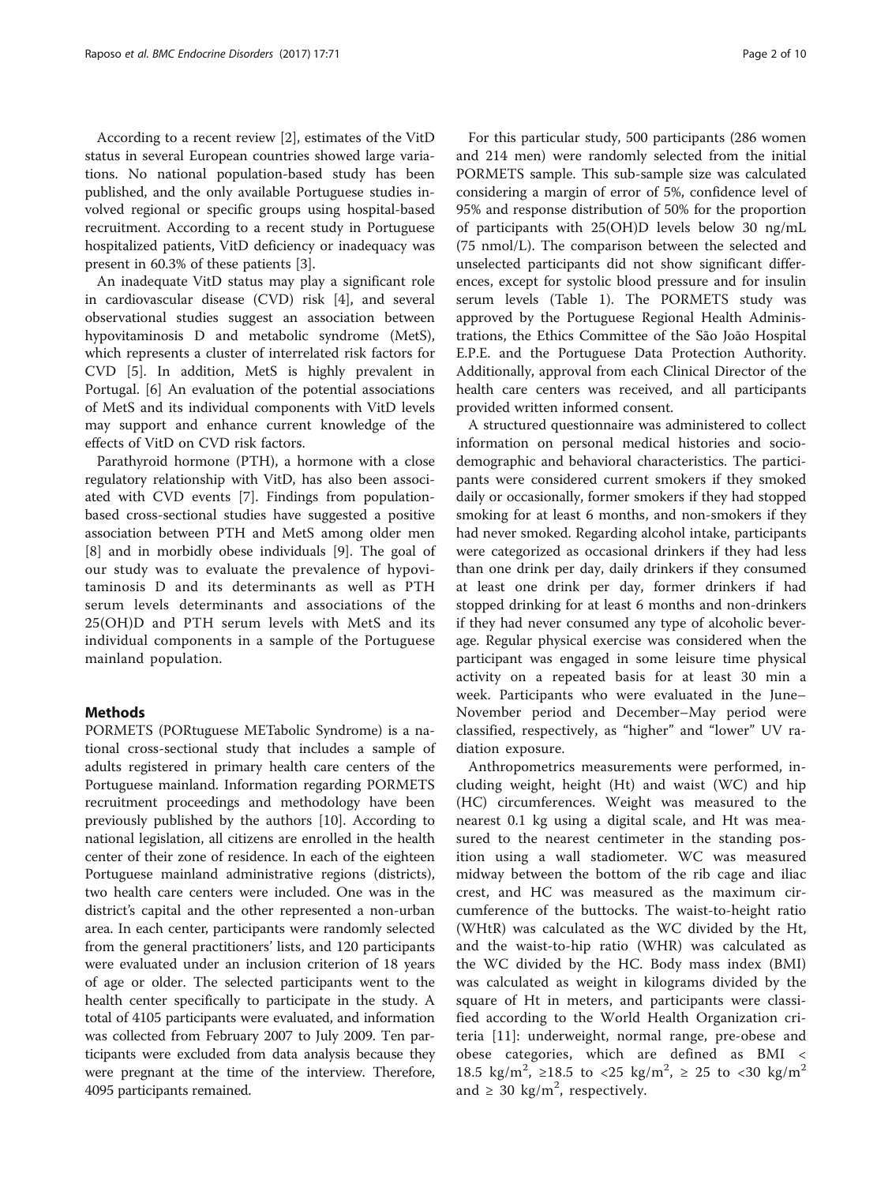According to a recent review [2], estimates of the VitD status in several European countries showed large variations. No national population-based study has been published, and the only available Portuguese studies involved regional or specific groups using hospital-based recruitment. According to a recent study in Portuguese hospitalized patients, VitD deficiency or inadequacy was present in 60.3% of these patients [3].

An inadequate VitD status may play a significant role in cardiovascular disease (CVD) risk [4], and several observational studies suggest an association between hypovitaminosis D and metabolic syndrome (MetS), which represents a cluster of interrelated risk factors for CVD [5]. In addition, MetS is highly prevalent in Portugal. [6] An evaluation of the potential associations of MetS and its individual components with VitD levels may support and enhance current knowledge of the effects of VitD on CVD risk factors.

Parathyroid hormone (PTH), a hormone with a close regulatory relationship with VitD, has also been associated with CVD events [7]. Findings from population-based cross-sectional studies have suggested a positive association between PTH and MetS among older men [8] and in morbidly obese individuals [9]. The goal of our study was to evaluate the prevalence of hypovitaminosis D and its determinants as well as PTH serum levels determinants and associations of the 25(OH)D and PTH serum levels with MetS and its individual components in a sample of the Portuguese mainland population.

## Methods

PORMETS (PORtuguese METabolic Syndrome) is a national cross-sectional study that includes a sample of adults registered in primary health care centers of the Portuguese mainland. Information regarding PORMETS recruitment proceedings and methodology have been previously published by the authors [10]. According to national legislation, all citizens are enrolled in the health center of their zone of residence. In each of the eighteen Portuguese mainland administrative regions (districts), two health care centers were included. One was in the district's capital and the other represented a non-urban area. In each center, participants were randomly selected from the general practitioners' lists, and 120 participants were evaluated under an inclusion criterion of 18 years of age or older. The selected participants went to the health center specifically to participate in the study. A total of 4105 participants were evaluated, and information was collected from February 2007 to July 2009. Ten participants were excluded from data analysis because they were pregnant at the time of the interview. Therefore, 4095 participants remained.

For this particular study, 500 participants (286 women and 214 men) were randomly selected from the initial PORMETS sample. This sub-sample size was calculated considering a margin of error of 5%, confidence level of 95% and response distribution of 50% for the proportion of participants with 25(OH)D levels below 30 ng/mL (75 nmol/L). The comparison between the selected and unselected participants did not show significant differences, except for systolic blood pressure and for insulin serum levels (Table 1). The PORMETS study was approved by the Portuguese Regional Health Administrations, the Ethics Committee of the São João Hospital E.P.E. and the Portuguese Data Protection Authority. Additionally, approval from each Clinical Director of the health care centers was received, and all participants provided written informed consent.

A structured questionnaire was administered to collect information on personal medical histories and sociodemographic and behavioral characteristics. The participants were considered current smokers if they smoked daily or occasionally, former smokers if they had stopped smoking for at least 6 months, and non-smokers if they had never smoked. Regarding alcohol intake, participants were categorized as occasional drinkers if they had less than one drink per day, daily drinkers if they consumed at least one drink per day, former drinkers if had stopped drinking for at least 6 months and non-drinkers if they had never consumed any type of alcoholic beverage. Regular physical exercise was considered when the participant was engaged in some leisure time physical activity on a repeated basis for at least 30 min a week. Participants who were evaluated in the June–November period and December–May period were classified, respectively, as "higher" and "lower" UV radiation exposure.

Anthropometrics measurements were performed, including weight, height (Ht) and waist (WC) and hip (HC) circumferences. Weight was measured to the nearest 0.1 kg using a digital scale, and Ht was measured to the nearest centimeter in the standing position using a wall stadiometer. WC was measured midway between the bottom of the rib cage and iliac crest, and HC was measured as the maximum circumference of the buttocks. The waist-to-height ratio (WHtR) was calculated as the WC divided by the Ht, and the waist-to-hip ratio (WHR) was calculated as the WC divided by the HC. Body mass index (BMI) was calculated as weight in kilograms divided by the square of Ht in meters, and participants were classified according to the World Health Organization criteria [11]: underweight, normal range, pre-obese and obese categories, which are defined as BMI < 18.5 kg/m$^2$, ≥18.5 to <25 kg/m$^2$, ≥ 25 to <30 kg/m$^2$ and ≥ 30 kg/m$^2$, respectively.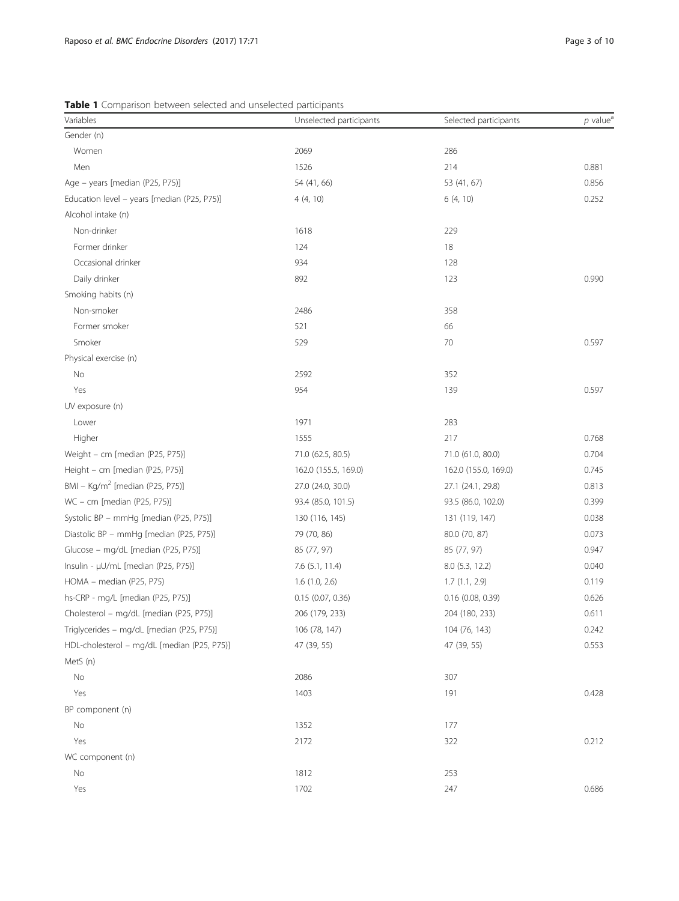**Table 1** Comparison between selected and unselected participants

| Variables | Unselected participants | Selected participants | *p* value[a] |
|---|---|---|---|
| Gender (n) | | | |
| Women | 2069 | 286 | |
| Men | 1526 | 214 | 0.881 |
| Age – years [median (P25, P75)] | 54 (41, 66) | 53 (41, 67) | 0.856 |
| Education level – years [median (P25, P75)] | 4 (4, 10) | 6 (4, 10) | 0.252 |
| Alcohol intake (n) | | | |
| Non-drinker | 1618 | 229 | |
| Former drinker | 124 | 18 | |
| Occasional drinker | 934 | 128 | |
| Daily drinker | 892 | 123 | 0.990 |
| Smoking habits (n) | | | |
| Non-smoker | 2486 | 358 | |
| Former smoker | 521 | 66 | |
| Smoker | 529 | 70 | 0.597 |
| Physical exercise (n) | | | |
| No | 2592 | 352 | |
| Yes | 954 | 139 | 0.597 |
| UV exposure (n) | | | |
| Lower | 1971 | 283 | |
| Higher | 1555 | 217 | 0.768 |
| Weight – cm [median (P25, P75)] | 71.0 (62.5, 80.5) | 71.0 (61.0, 80.0) | 0.704 |
| Height – cm [median (P25, P75)] | 162.0 (155.5, 169.0) | 162.0 (155.0, 169.0) | 0.745 |
| BMI – $Kg/m^2$ [median (P25, P75)] | 27.0 (24.0, 30.0) | 27.1 (24.1, 29.8) | 0.813 |
| WC – cm [median (P25, P75)] | 93.4 (85.0, 101.5) | 93.5 (86.0, 102.0) | 0.399 |
| Systolic BP – mmHg [median (P25, P75)] | 130 (116, 145) | 131 (119, 147) | 0.038 |
| Diastolic BP – mmHg [median (P25, P75)] | 79 (70, 86) | 80.0 (70, 87) | 0.073 |
| Glucose – mg/dL [median (P25, P75)] | 85 (77, 97) | 85 (77, 97) | 0.947 |
| Insulin - μU/mL [median (P25, P75)] | 7.6 (5.1, 11.4) | 8.0 (5.3, 12.2) | 0.040 |
| HOMA – median (P25, P75) | 1.6 (1.0, 2.6) | 1.7 (1.1, 2.9) | 0.119 |
| hs-CRP - mg/L [median (P25, P75)] | 0.15 (0.07, 0.36) | 0.16 (0.08, 0.39) | 0.626 |
| Cholesterol – mg/dL [median (P25, P75)] | 206 (179, 233) | 204 (180, 233) | 0.611 |
| Triglycerides – mg/dL [median (P25, P75)] | 106 (78, 147) | 104 (76, 143) | 0.242 |
| HDL-cholesterol – mg/dL [median (P25, P75)] | 47 (39, 55) | 47 (39, 55) | 0.553 |
| MetS (n) | | | |
| No | 2086 | 307 | |
| Yes | 1403 | 191 | 0.428 |
| BP component (n) | | | |
| No | 1352 | 177 | |
| Yes | 2172 | 322 | 0.212 |
| WC component (n) | | | |
| No | 1812 | 253 | |
| Yes | 1702 | 247 | 0.686 |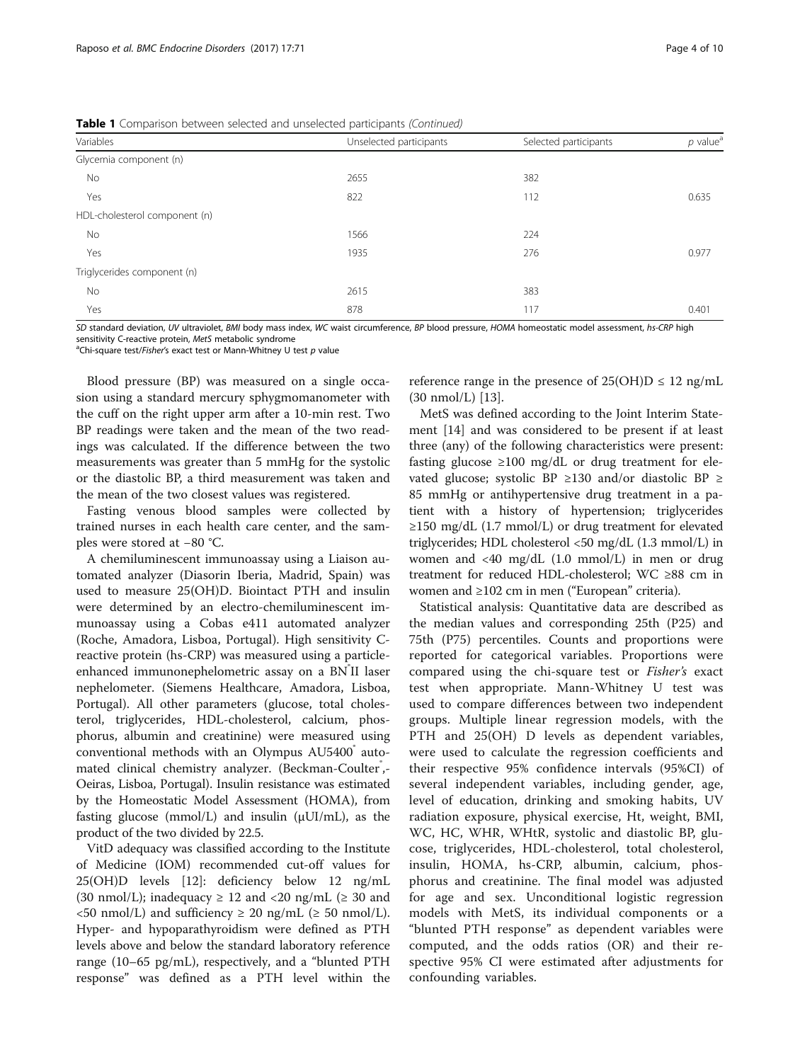**Table 1** Comparison between selected and unselected participants *(Continued)*

| Variables | Unselected participants | Selected participants | *p* value[a] |
|---|---|---|---|
| Glycemia component (n) | | | |
| No | 2655 | 382 | |
| Yes | 822 | 112 | 0.635 |
| HDL-cholesterol component (n) | | | |
| No | 1566 | 224 | |
| Yes | 1935 | 276 | 0.977 |
| Triglycerides component (n) | | | |
| No | 2615 | 383 | |
| Yes | 878 | 117 | 0.401 |

*SD* standard deviation, *UV* ultraviolet, *BMI* body mass index, *WC* waist circumference, *BP* blood pressure, *HOMA* homeostatic model assessment, *hs-CRP* high sensitivity C-reactive protein, *MetS* metabolic syndrome

[a]Chi-square test/*Fisher's* exact test or Mann-Whitney U test *p* value

Blood pressure (BP) was measured on a single occasion using a standard mercury sphygmomanometer with the cuff on the right upper arm after a 10-min rest. Two BP readings were taken and the mean of the two readings was calculated. If the difference between the two measurements was greater than 5 mmHg for the systolic or the diastolic BP, a third measurement was taken and the mean of the two closest values was registered.

Fasting venous blood samples were collected by trained nurses in each health care center, and the samples were stored at −80 °C.

A chemiluminescent immunoassay using a Liaison automated analyzer (Diasorin Iberia, Madrid, Spain) was used to measure 25(OH)D. Biointact PTH and insulin were determined by an electro-chemiluminescent immunoassay using a Cobas e411 automated analyzer (Roche, Amadora, Lisboa, Portugal). High sensitivity C-reactive protein (hs-CRP) was measured using a particle-enhanced immunonephelometric assay on a BN®II laser nephelometer. (Siemens Healthcare, Amadora, Lisboa, Portugal). All other parameters (glucose, total cholesterol, triglycerides, HDL-cholesterol, calcium, phosphorus, albumin and creatinine) were measured using conventional methods with an Olympus AU5400® automated clinical chemistry analyzer. (Beckman-Coulter®,-Oeiras, Lisboa, Portugal). Insulin resistance was estimated by the Homeostatic Model Assessment (HOMA), from fasting glucose (mmol/L) and insulin (μUI/mL), as the product of the two divided by 22.5.

VitD adequacy was classified according to the Institute of Medicine (IOM) recommended cut-off values for 25(OH)D levels [12]: deficiency below 12 ng/mL (30 nmol/L); inadequacy ≥ 12 and <20 ng/mL (≥ 30 and <50 nmol/L) and sufficiency ≥ 20 ng/mL (≥ 50 nmol/L). Hyper- and hypoparathyroidism were defined as PTH levels above and below the standard laboratory reference range (10–65 pg/mL), respectively, and a "blunted PTH response" was defined as a PTH level within the reference range in the presence of 25(OH)D ≤ 12 ng/mL (30 nmol/L) [13].

MetS was defined according to the Joint Interim Statement [14] and was considered to be present if at least three (any) of the following characteristics were present: fasting glucose ≥100 mg/dL or drug treatment for elevated glucose; systolic BP ≥130 and/or diastolic BP ≥ 85 mmHg or antihypertensive drug treatment in a patient with a history of hypertension; triglycerides ≥150 mg/dL (1.7 mmol/L) or drug treatment for elevated triglycerides; HDL cholesterol <50 mg/dL (1.3 mmol/L) in women and <40 mg/dL (1.0 mmol/L) in men or drug treatment for reduced HDL-cholesterol; WC ≥88 cm in women and ≥102 cm in men ("European" criteria).

Statistical analysis: Quantitative data are described as the median values and corresponding 25th (P25) and 75th (P75) percentiles. Counts and proportions were reported for categorical variables. Proportions were compared using the chi-square test or *Fisher's* exact test when appropriate. Mann-Whitney U test was used to compare differences between two independent groups. Multiple linear regression models, with the PTH and 25(OH) D levels as dependent variables, were used to calculate the regression coefficients and their respective 95% confidence intervals (95%CI) of several independent variables, including gender, age, level of education, drinking and smoking habits, UV radiation exposure, physical exercise, Ht, weight, BMI, WC, HC, WHR, WHtR, systolic and diastolic BP, glucose, triglycerides, HDL-cholesterol, total cholesterol, insulin, HOMA, hs-CRP, albumin, calcium, phosphorus and creatinine. The final model was adjusted for age and sex. Unconditional logistic regression models with MetS, its individual components or a "blunted PTH response" as dependent variables were computed, and the odds ratios (OR) and their respective 95% CI were estimated after adjustments for confounding variables.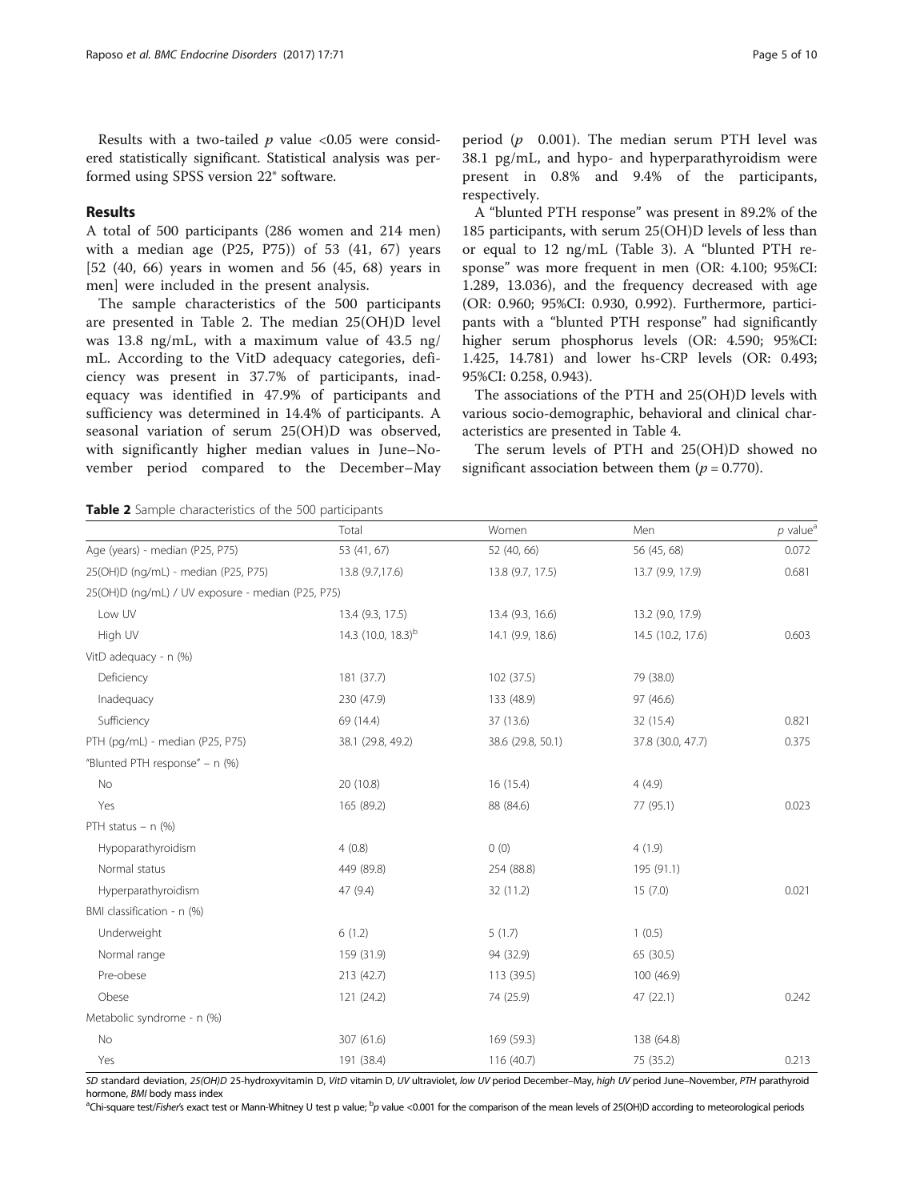Results with a two-tailed $p$ value <0.05 were considered statistically significant. Statistical analysis was performed using SPSS version 22® software.

## Results

A total of 500 participants (286 women and 214 men) with a median age (P25, P75)) of 53 (41, 67) years [52 (40, 66) years in women and 56 (45, 68) years in men] were included in the present analysis.

The sample characteristics of the 500 participants are presented in Table 2. The median 25(OH)D level was 13.8 ng/mL, with a maximum value of 43.5 ng/mL. According to the VitD adequacy categories, deficiency was present in 37.7% of participants, inadequacy was identified in 47.9% of participants and sufficiency was determined in 14.4% of participants. A seasonal variation of serum 25(OH)D was observed, with significantly higher median values in June–November period compared to the December–May period ($p$ 0.001). The median serum PTH level was 38.1 pg/mL, and hypo- and hyperparathyroidism were present in 0.8% and 9.4% of the participants, respectively.

A "blunted PTH response" was present in 89.2% of the 185 participants, with serum 25(OH)D levels of less than or equal to 12 ng/mL (Table 3). A "blunted PTH response" was more frequent in men (OR: 4.100; 95%CI: 1.289, 13.036), and the frequency decreased with age (OR: 0.960; 95%CI: 0.930, 0.992). Furthermore, participants with a "blunted PTH response" had significantly higher serum phosphorus levels (OR: 4.590; 95%CI: 1.425, 14.781) and lower hs-CRP levels (OR: 0.493; 95%CI: 0.258, 0.943).

The associations of the PTH and 25(OH)D levels with various socio-demographic, behavioral and clinical characteristics are presented in Table 4.

The serum levels of PTH and 25(OH)D showed no significant association between them ($p = 0.770$).

**Table 2** Sample characteristics of the 500 participants

| | Total | Women | Men | $p$ value[a] |
|---|---|---|---|---|
| Age (years) - median (P25, P75) | 53 (41, 67) | 52 (40, 66) | 56 (45, 68) | 0.072 |
| 25(OH)D (ng/mL) - median (P25, P75) | 13.8 (9.7,17.6) | 13.8 (9.7, 17.5) | 13.7 (9.9, 17.9) | 0.681 |
| 25(OH)D (ng/mL) / UV exposure - median (P25, P75) | | | | |
| Low UV | 13.4 (9.3, 17.5) | 13.4 (9.3, 16.6) | 13.2 (9.0, 17.9) | |
| High UV | 14.3 (10.0, 18.3)[b] | 14.1 (9.9, 18.6) | 14.5 (10.2, 17.6) | 0.603 |
| VitD adequacy - n (%) | | | | |
| Deficiency | 181 (37.7) | 102 (37.5) | 79 (38.0) | |
| Inadequacy | 230 (47.9) | 133 (48.9) | 97 (46.6) | |
| Sufficiency | 69 (14.4) | 37 (13.6) | 32 (15.4) | 0.821 |
| PTH (pg/mL) - median (P25, P75) | 38.1 (29.8, 49.2) | 38.6 (29.8, 50.1) | 37.8 (30.0, 47.7) | 0.375 |
| "Blunted PTH response" – n (%) | | | | |
| No | 20 (10.8) | 16 (15.4) | 4 (4.9) | |
| Yes | 165 (89.2) | 88 (84.6) | 77 (95.1) | 0.023 |
| PTH status – n (%) | | | | |
| Hypoparathyroidism | 4 (0.8) | 0 (0) | 4 (1.9) | |
| Normal status | 449 (89.8) | 254 (88.8) | 195 (91.1) | |
| Hyperparathyroidism | 47 (9.4) | 32 (11.2) | 15 (7.0) | 0.021 |
| BMI classification - n (%) | | | | |
| Underweight | 6 (1.2) | 5 (1.7) | 1 (0.5) | |
| Normal range | 159 (31.9) | 94 (32.9) | 65 (30.5) | |
| Pre-obese | 213 (42.7) | 113 (39.5) | 100 (46.9) | |
| Obese | 121 (24.2) | 74 (25.9) | 47 (22.1) | 0.242 |
| Metabolic syndrome - n (%) | | | | |
| No | 307 (61.6) | 169 (59.3) | 138 (64.8) | |
| Yes | 191 (38.4) | 116 (40.7) | 75 (35.2) | 0.213 |

*SD* standard deviation, *25(OH)D* 25-hydroxyvitamin D, *VitD* vitamin D, *UV* ultraviolet, *low UV* period December–May, *high UV* period June–November, *PTH* parathyroid hormone, *BMI* body mass index

[a]Chi-square test/*Fisher's* exact test or Mann-Whitney U test p value; [b]$p$ value <0.001 for the comparison of the mean levels of 25(OH)D according to meteorological periods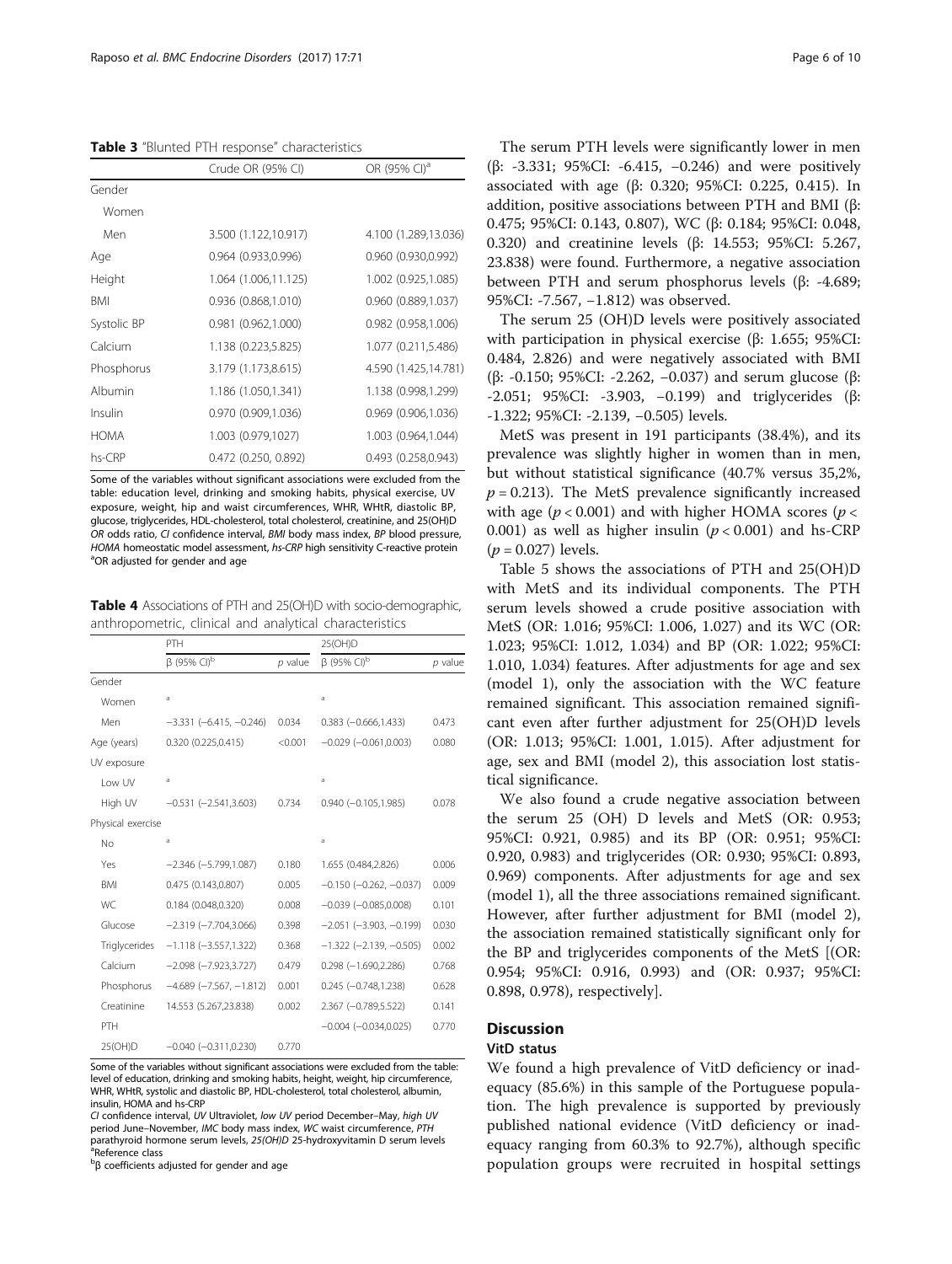**Table 3** "Blunted PTH response" characteristics

| | Crude OR (95% CI) | OR (95% CI)[a] |
|---|---|---|
| Gender | | |
| Women | | |
| Men | 3.500 (1.122,10.917) | 4.100 (1.289,13.036) |
| Age | 0.964 (0.933,0.996) | 0.960 (0.930,0.992) |
| Height | 1.064 (1.006,11.125) | 1.002 (0.925,1.085) |
| BMI | 0.936 (0.868,1.010) | 0.960 (0.889,1.037) |
| Systolic BP | 0.981 (0.962,1.000) | 0.982 (0.958,1.006) |
| Calcium | 1.138 (0.223,5.825) | 1.077 (0.211,5.486) |
| Phosphorus | 3.179 (1.173,8.615) | 4.590 (1.425,14.781) |
| Albumin | 1.186 (1.050,1.341) | 1.138 (0.998,1.299) |
| Insulin | 0.970 (0.909,1.036) | 0.969 (0.906,1.036) |
| HOMA | 1.003 (0.979,1027) | 1.003 (0.964,1.044) |
| hs-CRP | 0.472 (0.250, 0.892) | 0.493 (0.258,0.943) |

Some of the variables without significant associations were excluded from the table: education level, drinking and smoking habits, physical exercise, UV exposure, weight, hip and waist circumferences, WHR, WHtR, diastolic BP, glucose, triglycerides, HDL-cholesterol, total cholesterol, creatinine, and 25(OH)D
*OR* odds ratio, *CI* confidence interval, *BMI* body mass index, *BP* blood pressure, *HOMA* homeostatic model assessment, *hs-CRP* high sensitivity C-reactive protein
[a]OR adjusted for gender and age

**Table 4** Associations of PTH and 25(OH)D with socio-demographic, anthropometric, clinical and analytical characteristics

| | PTH | | 25(OH)D | |
|---|---|---|---|---|
| | β (95% CI)[b] | *p* value | β (95% CI)[b] | *p* value |
| Gender | | | | |
| Women | [a] | | [a] | |
| Men | −3.331 (−6.415, −0.246) | 0.034 | 0.383 (−0.666,1.433) | 0.473 |
| Age (years) | 0.320 (0.225,0.415) | <0.001 | −0.029 (−0.061,0.003) | 0.080 |
| UV exposure | | | | |
| Low UV | [a] | | [a] | |
| High UV | −0.531 (−2.541,3.603) | 0.734 | 0.940 (−0.105,1.985) | 0.078 |
| Physical exercise | | | | |
| No | [a] | | [a] | |
| Yes | −2.346 (−5.799,1.087) | 0.180 | 1.655 (0.484,2.826) | 0.006 |
| BMI | 0.475 (0.143,0.807) | 0.005 | −0.150 (−0.262, −0.037) | 0.009 |
| WC | 0.184 (0.048,0.320) | 0.008 | −0.039 (−0.085,0.008) | 0.101 |
| Glucose | −2.319 (−7.704,3.066) | 0.398 | −2.051 (−3.903, −0.199) | 0.030 |
| Triglycerides | −1.118 (−3.557,1.322) | 0.368 | −1.322 (−2.139, −0.505) | 0.002 |
| Calcium | −2.098 (−7.923,3.727) | 0.479 | 0.298 (−1.690,2.286) | 0.768 |
| Phosphorus | −4.689 (−7.567, −1.812) | 0.001 | 0.245 (−0.748,1.238) | 0.628 |
| Creatinine | 14.553 (5.267,23.838) | 0.002 | 2.367 (−0.789,5.522) | 0.141 |
| PTH | | | −0.004 (−0.034,0.025) | 0.770 |
| 25(OH)D | −0.040 (−0.311,0.230) | 0.770 | | |

Some of the variables without significant associations were excluded from the table: level of education, drinking and smoking habits, height, weight, hip circumference, WHR, WHtR, systolic and diastolic BP, HDL-cholesterol, total cholesterol, albumin, insulin, HOMA and hs-CRP
*CI* confidence interval, *UV* Ultraviolet, *low UV* period December–May, *high UV* period June–November, *IMC* body mass index, *WC* waist circumference, *PTH* parathyroid hormone serum levels, *25(OH)D* 25-hydroxyvitamin D serum levels
[a]Reference class
[b]β coefficients adjusted for gender and age

The serum PTH levels were significantly lower in men (β: -3.331; 95%CI: -6.415, −0.246) and were positively associated with age (β: 0.320; 95%CI: 0.225, 0.415). In addition, positive associations between PTH and BMI (β: 0.475; 95%CI: 0.143, 0.807), WC (β: 0.184; 95%CI: 0.048, 0.320) and creatinine levels (β: 14.553; 95%CI: 5.267, 23.838) were found. Furthermore, a negative association between PTH and serum phosphorus levels (β: -4.689; 95%CI: -7.567, −1.812) was observed.

The serum 25 (OH)D levels were positively associated with participation in physical exercise (β: 1.655; 95%CI: 0.484, 2.826) and were negatively associated with BMI (β: -0.150; 95%CI: -2.262, −0.037) and serum glucose (β: -2.051; 95%CI: -3.903, −0.199) and triglycerides (β: -1.322; 95%CI: -2.139, −0.505) levels.

MetS was present in 191 participants (38.4%), and its prevalence was slightly higher in women than in men, but without statistical significance (40.7% versus 35,2%, $p = 0.213$). The MetS prevalence significantly increased with age ($p < 0.001$) and with higher HOMA scores ($p < 0.001$) as well as higher insulin ($p < 0.001$) and hs-CRP ($p = 0.027$) levels.

Table 5 shows the associations of PTH and 25(OH)D with MetS and its individual components. The PTH serum levels showed a crude positive association with MetS (OR: 1.016; 95%CI: 1.006, 1.027) and its WC (OR: 1.023; 95%CI: 1.012, 1.034) and BP (OR: 1.022; 95%CI: 1.010, 1.034) features. After adjustments for age and sex (model 1), only the association with the WC feature remained significant. This association remained significant even after further adjustment for 25(OH)D levels (OR: 1.013; 95%CI: 1.001, 1.015). After adjustment for age, sex and BMI (model 2), this association lost statistical significance.

We also found a crude negative association between the serum 25 (OH) D levels and MetS (OR: 0.953; 95%CI: 0.921, 0.985) and its BP (OR: 0.951; 95%CI: 0.920, 0.983) and triglycerides (OR: 0.930; 95%CI: 0.893, 0.969) components. After adjustments for age and sex (model 1), all the three associations remained significant. However, after further adjustment for BMI (model 2), the association remained statistically significant only for the BP and triglycerides components of the MetS [(OR: 0.954; 95%CI: 0.916, 0.993) and (OR: 0.937; 95%CI: 0.898, 0.978), respectively].

## Discussion

### VitD status

We found a high prevalence of VitD deficiency or inadequacy (85.6%) in this sample of the Portuguese population. The high prevalence is supported by previously published national evidence (VitD deficiency or inadequacy ranging from 60.3% to 92.7%), although specific population groups were recruited in hospital settings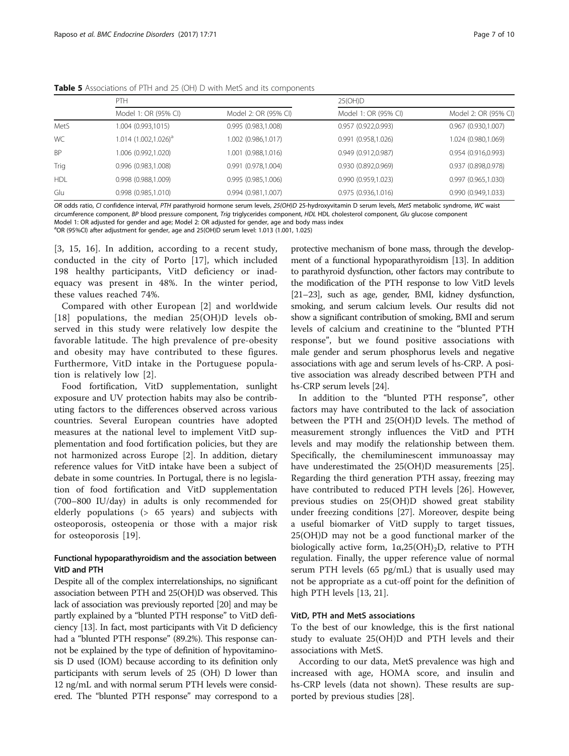**Table 5** Associations of PTH and 25 (OH) D with MetS and its components

| | PTH | | 25(OH)D | |
|---|---|---|---|---|
| | Model 1: OR (95% CI) | Model 2: OR (95% CI) | Model 1: OR (95% CI) | Model 2: OR (95% CI) |
| MetS | 1.004 (0.993,1015) | 0.995 (0.983,1.008) | 0.957 (0.922,0.993) | 0.967 (0.930,1.007) |
| WC | 1.014 (1.002,1.026)[a] | 1.002 (0.986,1.017) | 0.991 (0.958,1.026) | 1.024 (0.980,1.069) |
| BP | 1.006 (0.992,1.020) | 1.001 (0.988,1.016) | 0.949 (0.912,0.987) | 0.954 (0.916,0.993) |
| Trig | 0.996 (0.983,1.008) | 0.991 (0.978,1.004) | 0.930 (0.892,0.969) | 0.937 (0.898,0.978) |
| HDL | 0.998 (0.988,1.009) | 0.995 (0.985,1.006) | 0.990 (0.959,1.023) | 0.997 (0.965,1.030) |
| Glu | 0.998 (0.985,1.010) | 0.994 (0.981,1.007) | 0.975 (0.936,1.016) | 0.990 (0.949,1.033) |

*OR* odds ratio, *CI* confidence interval, *PTH* parathyroid hormone serum levels, *25(OH)D* 25-hydroxyvitamin D serum levels, *MetS* metabolic syndrome, *WC* waist circumference component, *BP* blood pressure component, *Trig* triglycerides component, *HDL* HDL cholesterol component, *Glu* glucose component

Model 1: OR adjusted for gender and age; Model 2: OR adjusted for gender, age and body mass index

[a]OR (95%CI) after adjustment for gender, age and 25(OH)D serum level: 1.013 (1.001, 1.025)

[3, 15, 16]. In addition, according to a recent study, conducted in the city of Porto [17], which included 198 healthy participants, VitD deficiency or inadequacy was present in 48%. In the winter period, these values reached 74%.

Compared with other European [2] and worldwide [18] populations, the median 25(OH)D levels observed in this study were relatively low despite the favorable latitude. The high prevalence of pre-obesity and obesity may have contributed to these figures. Furthermore, VitD intake in the Portuguese population is relatively low [2].

Food fortification, VitD supplementation, sunlight exposure and UV protection habits may also be contributing factors to the differences observed across various countries. Several European countries have adopted measures at the national level to implement VitD supplementation and food fortification policies, but they are not harmonized across Europe [2]. In addition, dietary reference values for VitD intake have been a subject of debate in some countries. In Portugal, there is no legislation of food fortification and VitD supplementation (700–800 IU/day) in adults is only recommended for elderly populations (> 65 years) and subjects with osteoporosis, osteopenia or those with a major risk for osteoporosis [19].

### Functional hypoparathyroidism and the association between VitD and PTH

Despite all of the complex interrelationships, no significant association between PTH and 25(OH)D was observed. This lack of association was previously reported [20] and may be partly explained by a "blunted PTH response" to VitD deficiency [13]. In fact, most participants with Vit D deficiency had a "blunted PTH response" (89.2%). This response cannot be explained by the type of definition of hypovitaminosis D used (IOM) because according to its definition only participants with serum levels of 25 (OH) D lower than 12 ng/mL and with normal serum PTH levels were considered. The "blunted PTH response" may correspond to a protective mechanism of bone mass, through the development of a functional hypoparathyroidism [13]. In addition to parathyroid dysfunction, other factors may contribute to the modification of the PTH response to low VitD levels [21–23], such as age, gender, BMI, kidney dysfunction, smoking, and serum calcium levels. Our results did not show a significant contribution of smoking, BMI and serum levels of calcium and creatinine to the "blunted PTH response", but we found positive associations with male gender and serum phosphorus levels and negative associations with age and serum levels of hs-CRP. A positive association was already described between PTH and hs-CRP serum levels [24].

In addition to the "blunted PTH response", other factors may have contributed to the lack of association between the PTH and 25(OH)D levels. The method of measurement strongly influences the VitD and PTH levels and may modify the relationship between them. Specifically, the chemiluminescent immunoassay may have underestimated the 25(OH)D measurements [25]. Regarding the third generation PTH assay, freezing may have contributed to reduced PTH levels [26]. However, previous studies on 25(OH)D showed great stability under freezing conditions [27]. Moreover, despite being a useful biomarker of VitD supply to target tissues, 25(OH)D may not be a good functional marker of the biologically active form, $1\alpha,25(OH)_2D$, relative to PTH regulation. Finally, the upper reference value of normal serum PTH levels (65 pg/mL) that is usually used may not be appropriate as a cut-off point for the definition of high PTH levels [13, 21].

### VitD, PTH and MetS associations

To the best of our knowledge, this is the first national study to evaluate 25(OH)D and PTH levels and their associations with MetS.

According to our data, MetS prevalence was high and increased with age, HOMA score, and insulin and hs-CRP levels (data not shown). These results are supported by previous studies [28].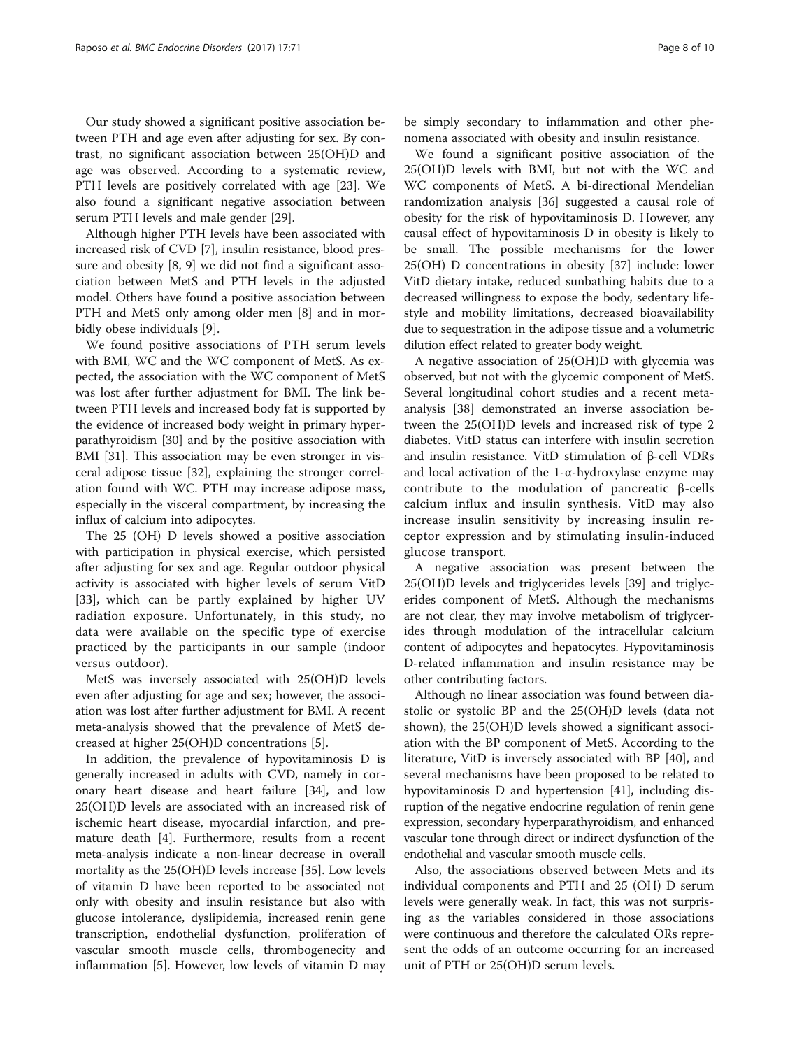Our study showed a significant positive association between PTH and age even after adjusting for sex. By contrast, no significant association between 25(OH)D and age was observed. According to a systematic review, PTH levels are positively correlated with age [23]. We also found a significant negative association between serum PTH levels and male gender [29].

Although higher PTH levels have been associated with increased risk of CVD [7], insulin resistance, blood pressure and obesity [8, 9] we did not find a significant association between MetS and PTH levels in the adjusted model. Others have found a positive association between PTH and MetS only among older men [8] and in morbidly obese individuals [9].

We found positive associations of PTH serum levels with BMI, WC and the WC component of MetS. As expected, the association with the WC component of MetS was lost after further adjustment for BMI. The link between PTH levels and increased body fat is supported by the evidence of increased body weight in primary hyperparathyroidism [30] and by the positive association with BMI [31]. This association may be even stronger in visceral adipose tissue [32], explaining the stronger correlation found with WC. PTH may increase adipose mass, especially in the visceral compartment, by increasing the influx of calcium into adipocytes.

The 25 (OH) D levels showed a positive association with participation in physical exercise, which persisted after adjusting for sex and age. Regular outdoor physical activity is associated with higher levels of serum VitD [33], which can be partly explained by higher UV radiation exposure. Unfortunately, in this study, no data were available on the specific type of exercise practiced by the participants in our sample (indoor versus outdoor).

MetS was inversely associated with 25(OH)D levels even after adjusting for age and sex; however, the association was lost after further adjustment for BMI. A recent meta-analysis showed that the prevalence of MetS decreased at higher 25(OH)D concentrations [5].

In addition, the prevalence of hypovitaminosis D is generally increased in adults with CVD, namely in coronary heart disease and heart failure [34], and low 25(OH)D levels are associated with an increased risk of ischemic heart disease, myocardial infarction, and premature death [4]. Furthermore, results from a recent meta-analysis indicate a non-linear decrease in overall mortality as the 25(OH)D levels increase [35]. Low levels of vitamin D have been reported to be associated not only with obesity and insulin resistance but also with glucose intolerance, dyslipidemia, increased renin gene transcription, endothelial dysfunction, proliferation of vascular smooth muscle cells, thrombogenecity and inflammation [5]. However, low levels of vitamin D may be simply secondary to inflammation and other phenomena associated with obesity and insulin resistance.

We found a significant positive association of the 25(OH)D levels with BMI, but not with the WC and WC components of MetS. A bi-directional Mendelian randomization analysis [36] suggested a causal role of obesity for the risk of hypovitaminosis D. However, any causal effect of hypovitaminosis D in obesity is likely to be small. The possible mechanisms for the lower 25(OH) D concentrations in obesity [37] include: lower VitD dietary intake, reduced sunbathing habits due to a decreased willingness to expose the body, sedentary lifestyle and mobility limitations, decreased bioavailability due to sequestration in the adipose tissue and a volumetric dilution effect related to greater body weight.

A negative association of 25(OH)D with glycemia was observed, but not with the glycemic component of MetS. Several longitudinal cohort studies and a recent meta-analysis [38] demonstrated an inverse association between the 25(OH)D levels and increased risk of type 2 diabetes. VitD status can interfere with insulin secretion and insulin resistance. VitD stimulation of β-cell VDRs and local activation of the 1-α-hydroxylase enzyme may contribute to the modulation of pancreatic β-cells calcium influx and insulin synthesis. VitD may also increase insulin sensitivity by increasing insulin receptor expression and by stimulating insulin-induced glucose transport.

A negative association was present between the 25(OH)D levels and triglycerides levels [39] and triglycerides component of MetS. Although the mechanisms are not clear, they may involve metabolism of triglycerides through modulation of the intracellular calcium content of adipocytes and hepatocytes. Hypovitaminosis D-related inflammation and insulin resistance may be other contributing factors.

Although no linear association was found between diastolic or systolic BP and the 25(OH)D levels (data not shown), the 25(OH)D levels showed a significant association with the BP component of MetS. According to the literature, VitD is inversely associated with BP [40], and several mechanisms have been proposed to be related to hypovitaminosis D and hypertension [41], including disruption of the negative endocrine regulation of renin gene expression, secondary hyperparathyroidism, and enhanced vascular tone through direct or indirect dysfunction of the endothelial and vascular smooth muscle cells.

Also, the associations observed between Mets and its individual components and PTH and 25 (OH) D serum levels were generally weak. In fact, this was not surprising as the variables considered in those associations were continuous and therefore the calculated ORs represent the odds of an outcome occurring for an increased unit of PTH or 25(OH)D serum levels.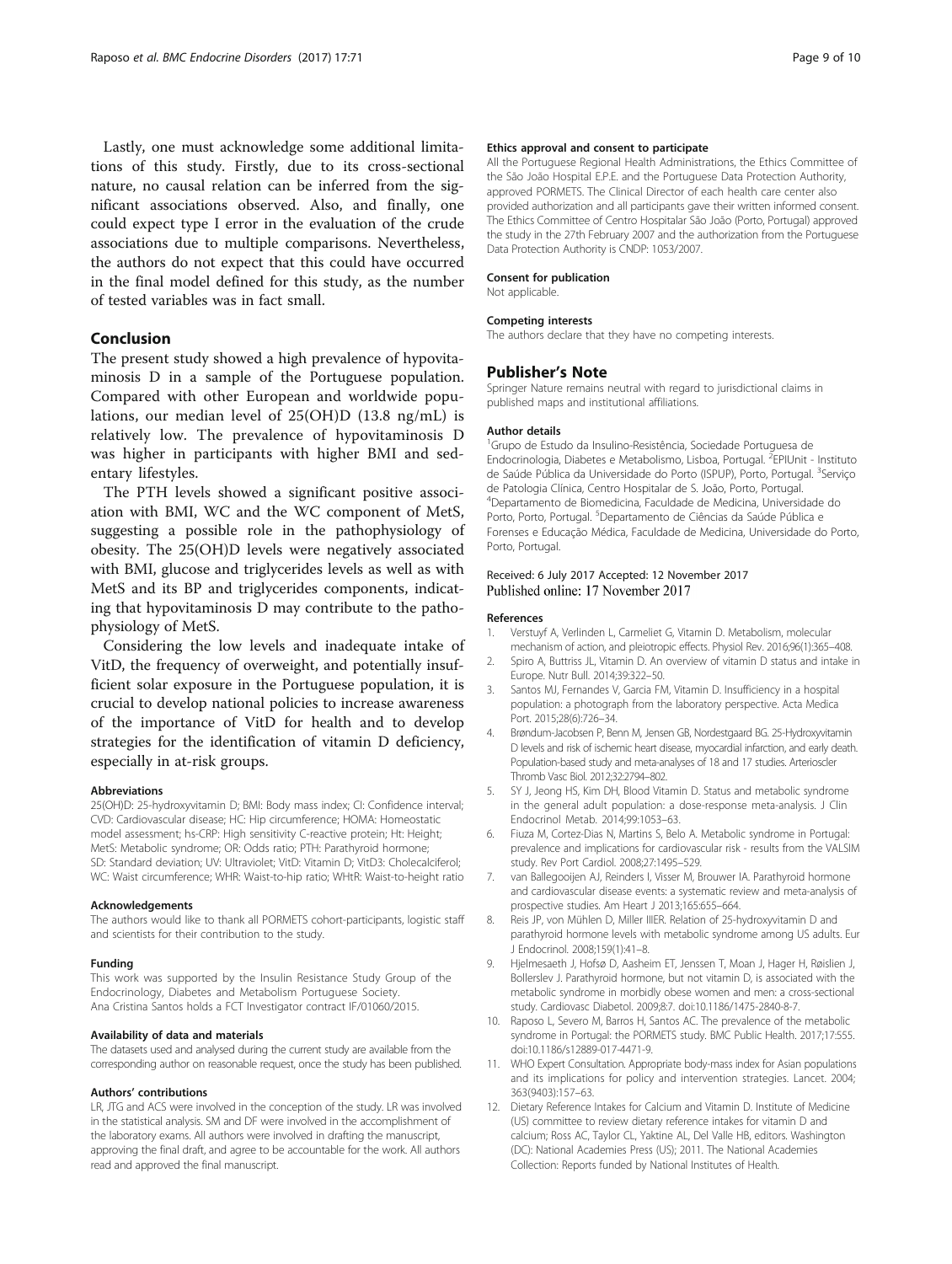Lastly, one must acknowledge some additional limitations of this study. Firstly, due to its cross-sectional nature, no causal relation can be inferred from the significant associations observed. Also, and finally, one could expect type I error in the evaluation of the crude associations due to multiple comparisons. Nevertheless, the authors do not expect that this could have occurred in the final model defined for this study, as the number of tested variables was in fact small.

## Conclusion

The present study showed a high prevalence of hypovitaminosis D in a sample of the Portuguese population. Compared with other European and worldwide populations, our median level of 25(OH)D (13.8 ng/mL) is relatively low. The prevalence of hypovitaminosis D was higher in participants with higher BMI and sedentary lifestyles.

The PTH levels showed a significant positive association with BMI, WC and the WC component of MetS, suggesting a possible role in the pathophysiology of obesity. The 25(OH)D levels were negatively associated with BMI, glucose and triglycerides levels as well as with MetS and its BP and triglycerides components, indicating that hypovitaminosis D may contribute to the pathophysiology of MetS.

Considering the low levels and inadequate intake of VitD, the frequency of overweight, and potentially insufficient solar exposure in the Portuguese population, it is crucial to develop national policies to increase awareness of the importance of VitD for health and to develop strategies for the identification of vitamin D deficiency, especially in at-risk groups.

#### Abbreviations

25(OH)D: 25-hydroxyvitamin D; BMI: Body mass index; CI: Confidence interval; CVD: Cardiovascular disease; HC: Hip circumference; HOMA: Homeostatic model assessment; hs-CRP: High sensitivity C-reactive protein; Ht: Height; MetS: Metabolic syndrome; OR: Odds ratio; PTH: Parathyroid hormone; SD: Standard deviation; UV: Ultraviolet; VitD: Vitamin D; VitD3: Cholecalciferol; WC: Waist circumference; WHR: Waist-to-hip ratio; WHtR: Waist-to-height ratio

#### Acknowledgements

The authors would like to thank all PORMETS cohort-participants, logistic staff and scientists for their contribution to the study.

#### Funding

This work was supported by the Insulin Resistance Study Group of the Endocrinology, Diabetes and Metabolism Portuguese Society.
Ana Cristina Santos holds a FCT Investigator contract IF/01060/2015.

#### Availability of data and materials

The datasets used and analysed during the current study are available from the corresponding author on reasonable request, once the study has been published.

#### Authors' contributions

LR, JTG and ACS were involved in the conception of the study. LR was involved in the statistical analysis. SM and DF were involved in the accomplishment of the laboratory exams. All authors were involved in drafting the manuscript, approving the final draft, and agree to be accountable for the work. All authors read and approved the final manuscript.

#### Ethics approval and consent to participate

All the Portuguese Regional Health Administrations, the Ethics Committee of the São João Hospital E.P.E. and the Portuguese Data Protection Authority, approved PORMETS. The Clinical Director of each health care center also provided authorization and all participants gave their written informed consent. The Ethics Committee of Centro Hospitalar São João (Porto, Portugal) approved the study in the 27th February 2007 and the authorization from the Portuguese Data Protection Authority is CNDP: 1053/2007.

#### Consent for publication

Not applicable.

#### Competing interests

The authors declare that they have no competing interests.

### Publisher's Note

Springer Nature remains neutral with regard to jurisdictional claims in published maps and institutional affiliations.

#### Author details

[1]Grupo de Estudo da Insulino-Resistência, Sociedade Portuguesa de Endocrinologia, Diabetes e Metabolismo, Lisboa, Portugal. [2]EPIUnit - Instituto de Saúde Pública da Universidade do Porto (ISPUP), Porto, Portugal. [3]Serviço de Patologia Clínica, Centro Hospitalar de S. João, Porto, Portugal. [4]Departamento de Biomedicina, Faculdade de Medicina, Universidade do Porto, Porto, Portugal. [5]Departamento de Ciências da Saúde Pública e Forenses e Educação Médica, Faculdade de Medicina, Universidade do Porto, Porto, Portugal.

Received: 6 July 2017 Accepted: 12 November 2017
Published online: 17 November 2017

#### References

1. Verstuyf A, Verlinden L, Carmeliet G, Vitamin D. Metabolism, molecular mechanism of action, and pleiotropic effects. Physiol Rev. 2016;96(1):365–408.
2. Spiro A, Buttriss JL, Vitamin D. An overview of vitamin D status and intake in Europe. Nutr Bull. 2014;39:322–50.
3. Santos MJ, Fernandes V, Garcia FM, Vitamin D. Insufficiency in a hospital population: a photograph from the laboratory perspective. Acta Medica Port. 2015;28(6):726–34.
4. Brøndum-Jacobsen P, Benn M, Jensen GB, Nordestgaard BG. 25-Hydroxyvitamin D levels and risk of ischemic heart disease, myocardial infarction, and early death. Population-based study and meta-analyses of 18 and 17 studies. Arterioscler Thromb Vasc Biol. 2012;32:2794–802.
5. SY J, Jeong HS, Kim DH, Blood Vitamin D. Status and metabolic syndrome in the general adult population: a dose-response meta-analysis. J Clin Endocrinol Metab. 2014;99:1053–63.
6. Fiuza M, Cortez-Dias N, Martins S, Belo A. Metabolic syndrome in Portugal: prevalence and implications for cardiovascular risk - results from the VALSIM study. Rev Port Cardiol. 2008;27:1495–529.
7. van Ballegooijen AJ, Reinders I, Visser M, Brouwer IA. Parathyroid hormone and cardiovascular disease events: a systematic review and meta-analysis of prospective studies. Am Heart J 2013;165:655–664.
8. Reis JP, von Mühlen D, Miller IIIER. Relation of 25-hydroxyvitamin D and parathyroid hormone levels with metabolic syndrome among US adults. Eur J Endocrinol. 2008;159(1):41–8.
9. Hjelmesaeth J, Hofsø D, Aasheim ET, Jenssen T, Moan J, Hager H, Røislien J, Bollerslev J. Parathyroid hormone, but not vitamin D, is associated with the metabolic syndrome in morbidly obese women and men: a cross-sectional study. Cardiovasc Diabetol. 2009;8:7. doi:10.1186/1475-2840-8-7.
10. Raposo L, Severo M, Barros H, Santos AC. The prevalence of the metabolic syndrome in Portugal: the PORMETS study. BMC Public Health. 2017;17:555. doi:10.1186/s12889-017-4471-9.
11. WHO Expert Consultation. Appropriate body-mass index for Asian populations and its implications for policy and intervention strategies. Lancet. 2004; 363(9403):157–63.
12. Dietary Reference Intakes for Calcium and Vitamin D. Institute of Medicine (US) committee to review dietary reference intakes for vitamin D and calcium; Ross AC, Taylor CL, Yaktine AL, Del Valle HB, editors. Washington (DC): National Academies Press (US); 2011. The National Academies Collection: Reports funded by National Institutes of Health.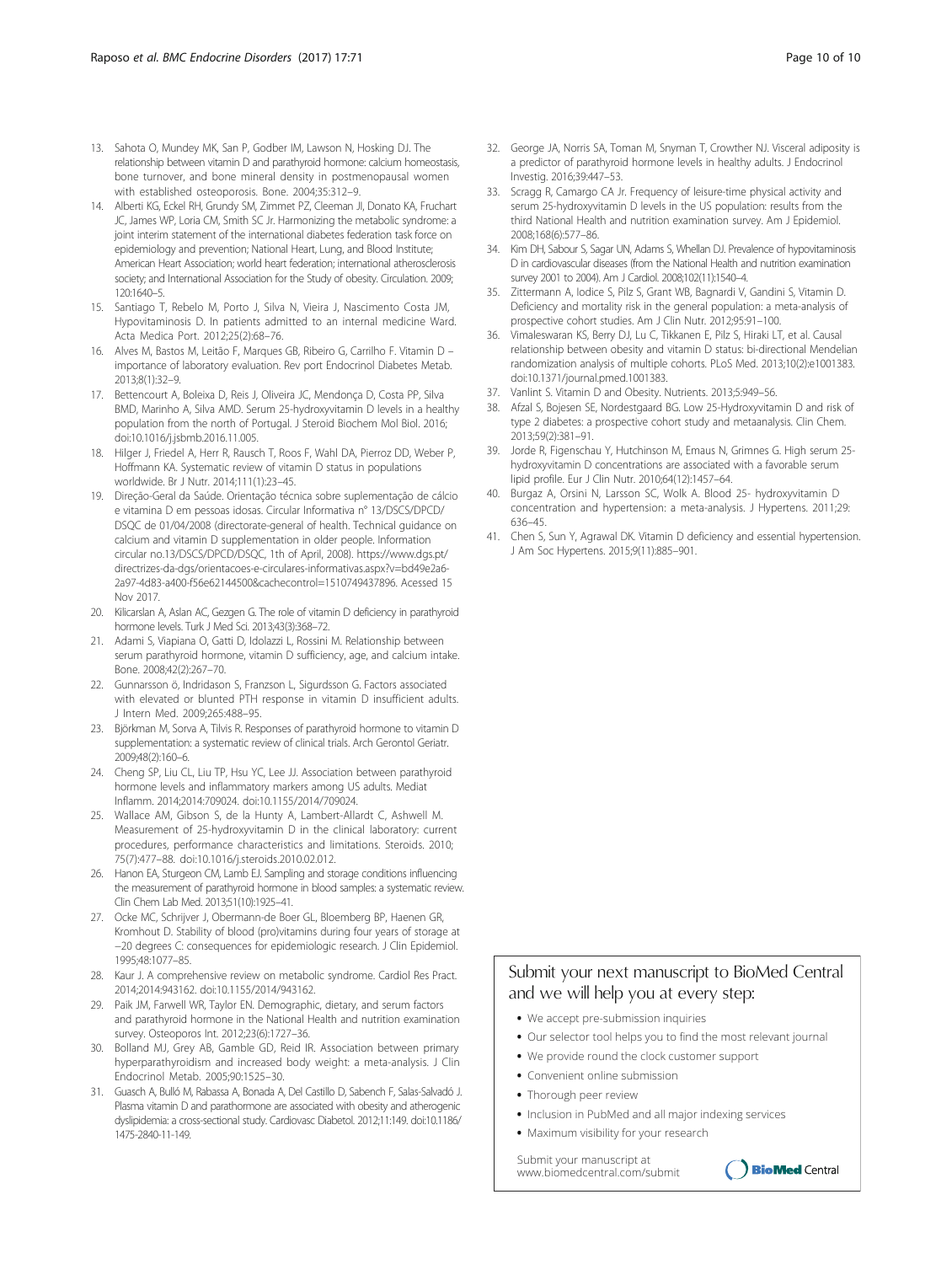13. Sahota O, Mundey MK, San P, Godber IM, Lawson N, Hosking DJ. The relationship between vitamin D and parathyroid hormone: calcium homeostasis, bone turnover, and bone mineral density in postmenopausal women with established osteoporosis. Bone. 2004;35:312–9.
14. Alberti KG, Eckel RH, Grundy SM, Zimmet PZ, Cleeman JI, Donato KA, Fruchart JC, James WP, Loria CM, Smith SC Jr. Harmonizing the metabolic syndrome: a joint interim statement of the international diabetes federation task force on epidemiology and prevention; National Heart, Lung, and Blood Institute; American Heart Association; world heart federation; international atherosclerosis society; and International Association for the Study of obesity. Circulation. 2009; 120:1640–5.
15. Santiago T, Rebelo M, Porto J, Silva N, Vieira J, Nascimento Costa JM, Hypovitaminosis D. In patients admitted to an internal medicine Ward. Acta Medica Port. 2012;25(2):68–76.
16. Alves M, Bastos M, Leitão F, Marques GB, Ribeiro G, Carrilho F. Vitamin D – importance of laboratory evaluation. Rev port Endocrinol Diabetes Metab. 2013;8(1):32–9.
17. Bettencourt A, Boleixa D, Reis J, Oliveira JC, Mendonça D, Costa PP, Silva BMD, Marinho A, Silva AMD. Serum 25-hydroxyvitamin D levels in a healthy population from the north of Portugal. J Steroid Biochem Mol Biol. 2016; doi:10.1016/j.jsbmb.2016.11.005.
18. Hilger J, Friedel A, Herr R, Rausch T, Roos F, Wahl DA, Pierroz DD, Weber P, Hoffmann KA. Systematic review of vitamin D status in populations worldwide. Br J Nutr. 2014;111(1):23–45.
19. Direção-Geral da Saúde. Orientação técnica sobre suplementação de cálcio e vitamina D em pessoas idosas. Circular Informativa n° 13/DSCS/DPCD/DSQC de 01/04/2008 (directorate-general of health. Technical guidance on calcium and vitamin D supplementation in older people. Information circular no.13/DSCS/DPCD/DSQC, 1th of April, 2008). https://www.dgs.pt/directrizes-da-dgs/orientacoes-e-circulares-informativas.aspx?v=bd49e2a6-2a97-4d83-a400-f56e62144500&cachecontrol=1510749437896. Acessed 15 Nov 2017.
20. Kilicarslan A, Aslan AC, Gezgen G. The role of vitamin D deficiency in parathyroid hormone levels. Turk J Med Sci. 2013;43(3):368–72.
21. Adami S, Viapiana O, Gatti D, Idolazzi L, Rossini M. Relationship between serum parathyroid hormone, vitamin D sufficiency, age, and calcium intake. Bone. 2008;42(2):267–70.
22. Gunnarsson ö, Indridason S, Franzson L, Sigurdsson G. Factors associated with elevated or blunted PTH response in vitamin D insufficient adults. J Intern Med. 2009;265:488–95.
23. Björkman M, Sorva A, Tilvis R. Responses of parathyroid hormone to vitamin D supplementation: a systematic review of clinical trials. Arch Gerontol Geriatr. 2009;48(2):160–6.
24. Cheng SP, Liu CL, Liu TP, Hsu YC, Lee JJ. Association between parathyroid hormone levels and inflammatory markers among US adults. Mediat Inflamm. 2014;2014:709024. doi:10.1155/2014/709024.
25. Wallace AM, Gibson S, de la Hunty A, Lambert-Allardt C, Ashwell M. Measurement of 25-hydroxyvitamin D in the clinical laboratory: current procedures, performance characteristics and limitations. Steroids. 2010; 75(7):477–88. doi:10.1016/j.steroids.2010.02.012.
26. Hanon EA, Sturgeon CM, Lamb EJ. Sampling and storage conditions influencing the measurement of parathyroid hormone in blood samples: a systematic review. Clin Chem Lab Med. 2013;51(10):1925–41.
27. Ocke MC, Schrijver J, Obermann-de Boer GL, Bloemberg BP, Haenen GR, Kromhout D. Stability of blood (pro)vitamins during four years of storage at −20 degrees C: consequences for epidemiologic research. J Clin Epidemiol. 1995;48:1077–85.
28. Kaur J. A comprehensive review on metabolic syndrome. Cardiol Res Pract. 2014;2014:943162. doi:10.1155/2014/943162.
29. Paik JM, Farwell WR, Taylor EN. Demographic, dietary, and serum factors and parathyroid hormone in the National Health and nutrition examination survey. Osteoporos Int. 2012;23(6):1727–36.
30. Bolland MJ, Grey AB, Gamble GD, Reid IR. Association between primary hyperparathyroidism and increased body weight: a meta-analysis. J Clin Endocrinol Metab. 2005;90:1525–30.
31. Guasch A, Bulló M, Rabassa A, Bonada A, Del Castillo D, Sabench F, Salas-Salvadó J. Plasma vitamin D and parathormone are associated with obesity and atherogenic dyslipidemia: a cross-sectional study. Cardiovasc Diabetol. 2012;11:149. doi:10.1186/1475-2840-11-149.
32. George JA, Norris SA, Toman M, Snyman T, Crowther NJ. Visceral adiposity is a predictor of parathyroid hormone levels in healthy adults. J Endocrinol Investig. 2016;39:447–53.
33. Scragg R, Camargo CA Jr. Frequency of leisure-time physical activity and serum 25-hydroxyvitamin D levels in the US population: results from the third National Health and nutrition examination survey. Am J Epidemiol. 2008;168(6):577–86.
34. Kim DH, Sabour S, Sagar UN, Adams S, Whellan DJ. Prevalence of hypovitaminosis D in cardiovascular diseases (from the National Health and nutrition examination survey 2001 to 2004). Am J Cardiol. 2008;102(11):1540–4.
35. Zittermann A, Iodice S, Pilz S, Grant WB, Bagnardi V, Gandini S, Vitamin D. Deficiency and mortality risk in the general population: a meta-analysis of prospective cohort studies. Am J Clin Nutr. 2012;95:91–100.
36. Vimaleswaran KS, Berry DJ, Lu C, Tikkanen E, Pilz S, Hiraki LT, et al. Causal relationship between obesity and vitamin D status: bi-directional Mendelian randomization analysis of multiple cohorts. PLoS Med. 2013;10(2):e1001383. doi:10.1371/journal.pmed.1001383.
37. Vanlint S. Vitamin D and Obesity. Nutrients. 2013;5:949–56.
38. Afzal S, Bojesen SE, Nordestgaard BG. Low 25-Hydroxyvitamin D and risk of type 2 diabetes: a prospective cohort study and metaanalysis. Clin Chem. 2013;59(2):381–91.
39. Jorde R, Figenschau Y, Hutchinson M, Emaus N, Grimnes G. High serum 25-hydroxyvitamin D concentrations are associated with a favorable serum lipid profile. Eur J Clin Nutr. 2010;64(12):1457–64.
40. Burgaz A, Orsini N, Larsson SC, Wolk A. Blood 25- hydroxyvitamin D concentration and hypertension: a meta-analysis. J Hypertens. 2011;29: 636–45.
41. Chen S, Sun Y, Agrawal DK. Vitamin D deficiency and essential hypertension. J Am Soc Hypertens. 2015;9(11):885–901.

Submit your next manuscript to BioMed Central and we will help you at every step:

- We accept pre-submission inquiries
- Our selector tool helps you to find the most relevant journal
- We provide round the clock customer support
- Convenient online submission
- Thorough peer review
- Inclusion in PubMed and all major indexing services
- Maximum visibility for your research

Submit your manuscript at
www.biomedcentral.com/submit

BioMed Central